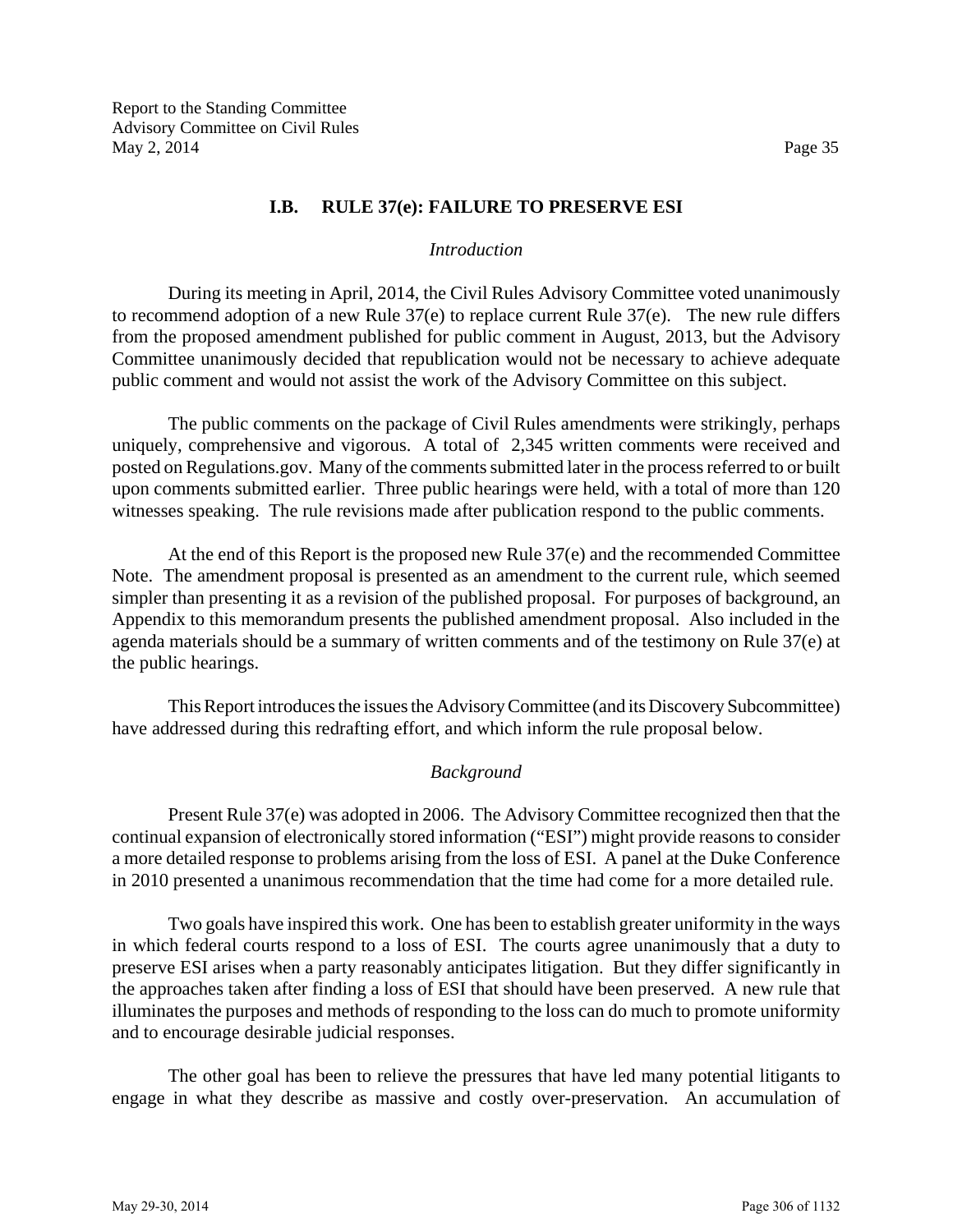## I.B. RULE 37(e): FAILURE TO PRESERVE ESI

### *Introduction*

During its meeting in April, 2014, the Civil Rules Advisory Committee voted unanimously to recommend adoption of a new Rule 37(e) to replace current Rule 37(e). The new rule differs from the proposed amendment published for public comment in August, 2013, but the Advisory Committee unanimously decided that republication would not be necessary to achieve adequate public comment and would not assist the work of the Advisory Committee on this subject.

The public comments on the package of Civil Rules amendments were strikingly, perhaps uniquely, comprehensive and vigorous. A total of 2,345 written comments were received and posted on Regulations.gov. Many of the comments submitted later in the process referred to or built upon comments submitted earlier. Three public hearings were held, with a total of more than 120 witnesses speaking. The rule revisions made after publication respond to the public comments.

At the end of this Report is the proposed new Rule 37(e) and the recommended Committee Note. The amendment proposal is presented as an amendment to the current rule, which seemed simpler than presenting it as a revision of the published proposal. For purposes of background, an Appendix to this memorandum presents the published amendment proposal. Also included in the agenda materials should be a summary of written comments and of the testimony on Rule 37(e) at the public hearings.

This Report introduces the issues the Advisory Committee (and its Discovery Subcommittee) have addressed during this redrafting effort, and which inform the rule proposal below.

### *Background*

Present Rule 37(e) was adopted in 2006. The Advisory Committee recognized then that the continual expansion of electronically stored information ("ESI") might provide reasons to consider a more detailed response to problems arising from the loss of ESI. A panel at the Duke Conference in 2010 presented a unanimous recommendation that the time had come for a more detailed rule.

Two goals have inspired this work. One has been to establish greater uniformity in the ways in which federal courts respond to a loss of ESI. The courts agree unanimously that a duty to preserve ESI arises when a party reasonably anticipates litigation. But they differ significantly in the approaches taken after finding a loss of ESI that should have been preserved. A new rule that illuminates the purposes and methods of responding to the loss can do much to promote uniformity and to encourage desirable judicial responses.

The other goal has been to relieve the pressures that have led many potential litigants to engage in what they describe as massive and costly over-preservation. An accumulation of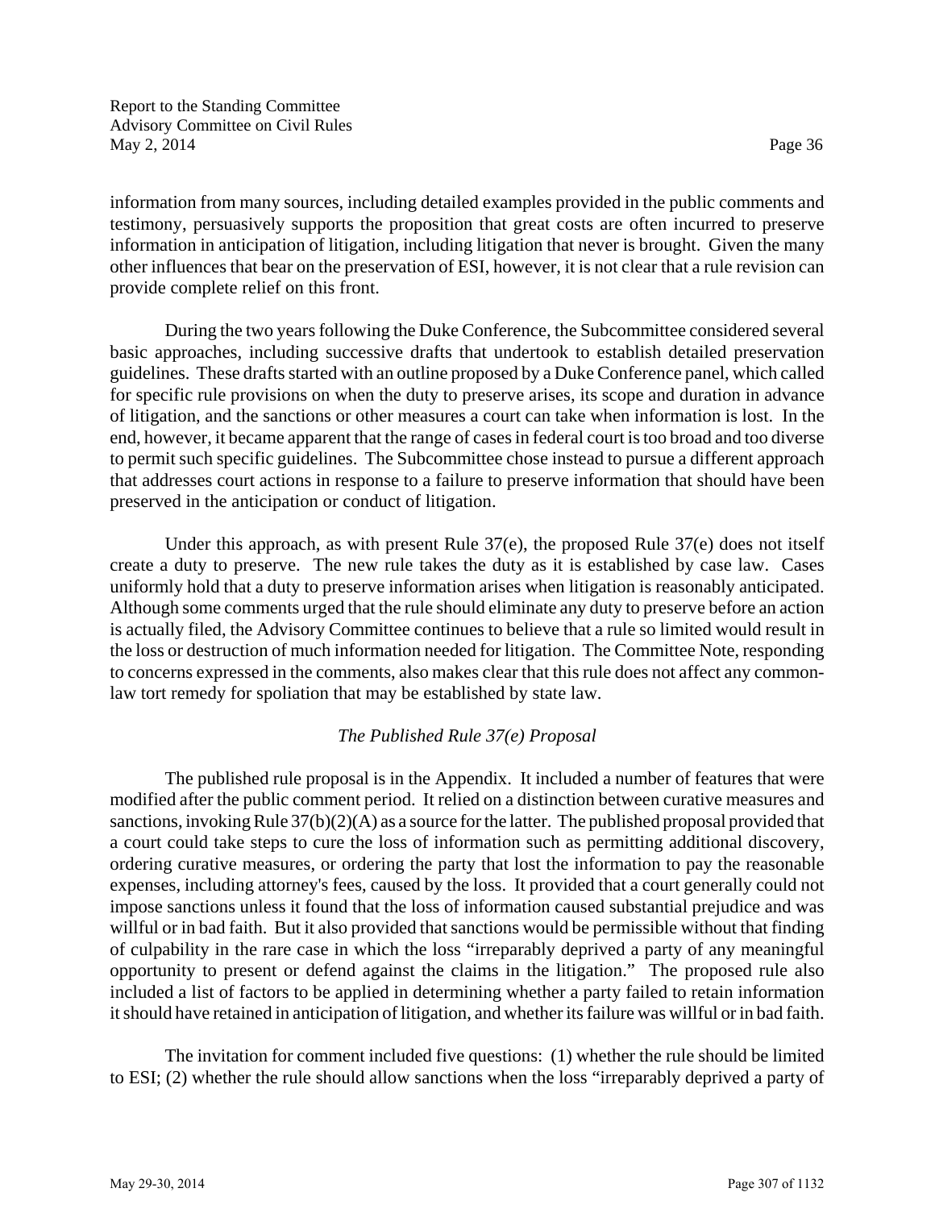information from many sources, including detailed examples provided in the public comments and testimony, persuasively supports the proposition that great costs are often incurred to preserve information in anticipation of litigation, including litigation that never is brought. Given the many other influences that bear on the preservation of ESI, however, it is not clear that a rule revision can provide complete relief on this front.

During the two years following the Duke Conference, the Subcommittee considered several basic approaches, including successive drafts that undertook to establish detailed preservation guidelines. These drafts started with an outline proposed by a Duke Conference panel, which called for specific rule provisions on when the duty to preserve arises, its scope and duration in advance of litigation, and the sanctions or other measures a court can take when information is lost. In the end, however, it became apparent that the range of cases in federal court is too broad and too diverse to permit such specific guidelines. The Subcommittee chose instead to pursue a different approach that addresses court actions in response to a failure to preserve information that should have been preserved in the anticipation or conduct of litigation.

Under this approach, as with present Rule 37(e), the proposed Rule 37(e) does not itself create a duty to preserve. The new rule takes the duty as it is established by case law. Cases uniformly hold that a duty to preserve information arises when litigation is reasonably anticipated. Although some comments urged that the rule should eliminate any duty to preserve before an action is actually filed, the Advisory Committee continues to believe that a rule so limited would result in the loss or destruction of much information needed for litigation. The Committee Note, responding to concerns expressed in the comments, also makes clear that this rule does not affect any common-law tort remedy for spoliation that may be established by state law.

*The Published Rule 37(e) Proposal*

The published rule proposal is in the Appendix. It included a number of features that were modified after the public comment period. It relied on a distinction between curative measures and sanctions, invoking Rule 37(b)(2)(A) as a source for the latter. The published proposal provided that a court could take steps to cure the loss of information such as permitting additional discovery, ordering curative measures, or ordering the party that lost the information to pay the reasonable expenses, including attorney's fees, caused by the loss. It provided that a court generally could not impose sanctions unless it found that the loss of information caused substantial prejudice and was willful or in bad faith. But it also provided that sanctions would be permissible without that finding of culpability in the rare case in which the loss "irreparably deprived a party of any meaningful opportunity to present or defend against the claims in the litigation." The proposed rule also included a list of factors to be applied in determining whether a party failed to retain information it should have retained in anticipation of litigation, and whether its failure was willful or in bad faith.

The invitation for comment included five questions: (1) whether the rule should be limited to ESI; (2) whether the rule should allow sanctions when the loss "irreparably deprived a party of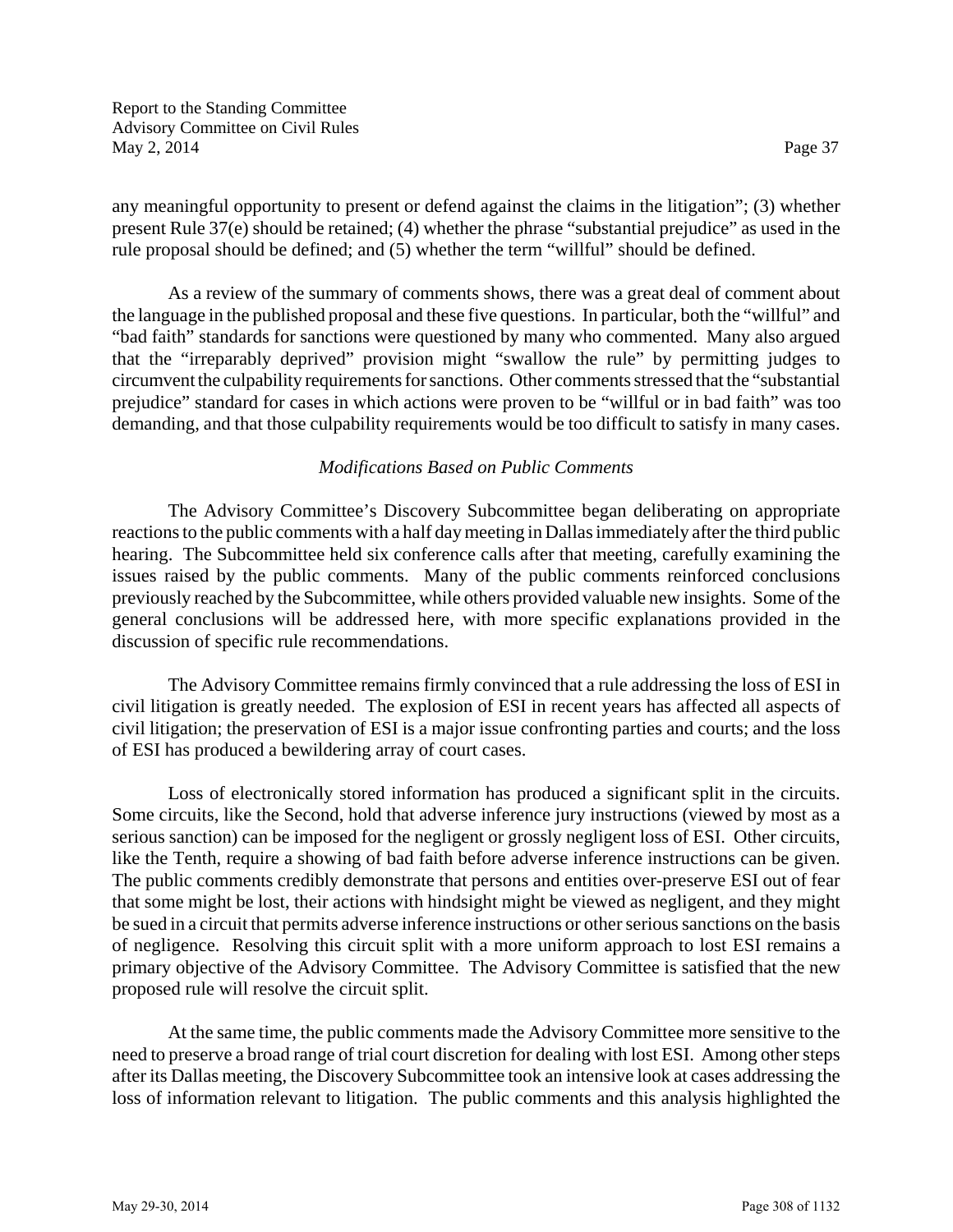any meaningful opportunity to present or defend against the claims in the litigation"; (3) whether present Rule 37(e) should be retained; (4) whether the phrase "substantial prejudice" as used in the rule proposal should be defined; and (5) whether the term "willful" should be defined.

As a review of the summary of comments shows, there was a great deal of comment about the language in the published proposal and these five questions. In particular, both the "willful" and "bad faith" standards for sanctions were questioned by many who commented. Many also argued that the "irreparably deprived" provision might "swallow the rule" by permitting judges to circumvent the culpability requirements for sanctions. Other comments stressed that the "substantial prejudice" standard for cases in which actions were proven to be "willful or in bad faith" was too demanding, and that those culpability requirements would be too difficult to satisfy in many cases.

*Modifications Based on Public Comments*

The Advisory Committee's Discovery Subcommittee began deliberating on appropriate reactions to the public comments with a half day meeting in Dallas immediately after the third public hearing. The Subcommittee held six conference calls after that meeting, carefully examining the issues raised by the public comments. Many of the public comments reinforced conclusions previously reached by the Subcommittee, while others provided valuable new insights. Some of the general conclusions will be addressed here, with more specific explanations provided in the discussion of specific rule recommendations.

The Advisory Committee remains firmly convinced that a rule addressing the loss of ESI in civil litigation is greatly needed. The explosion of ESI in recent years has affected all aspects of civil litigation; the preservation of ESI is a major issue confronting parties and courts; and the loss of ESI has produced a bewildering array of court cases.

Loss of electronically stored information has produced a significant split in the circuits. Some circuits, like the Second, hold that adverse inference jury instructions (viewed by most as a serious sanction) can be imposed for the negligent or grossly negligent loss of ESI. Other circuits, like the Tenth, require a showing of bad faith before adverse inference instructions can be given. The public comments credibly demonstrate that persons and entities over-preserve ESI out of fear that some might be lost, their actions with hindsight might be viewed as negligent, and they might be sued in a circuit that permits adverse inference instructions or other serious sanctions on the basis of negligence. Resolving this circuit split with a more uniform approach to lost ESI remains a primary objective of the Advisory Committee. The Advisory Committee is satisfied that the new proposed rule will resolve the circuit split.

At the same time, the public comments made the Advisory Committee more sensitive to the need to preserve a broad range of trial court discretion for dealing with lost ESI. Among other steps after its Dallas meeting, the Discovery Subcommittee took an intensive look at cases addressing the loss of information relevant to litigation. The public comments and this analysis highlighted the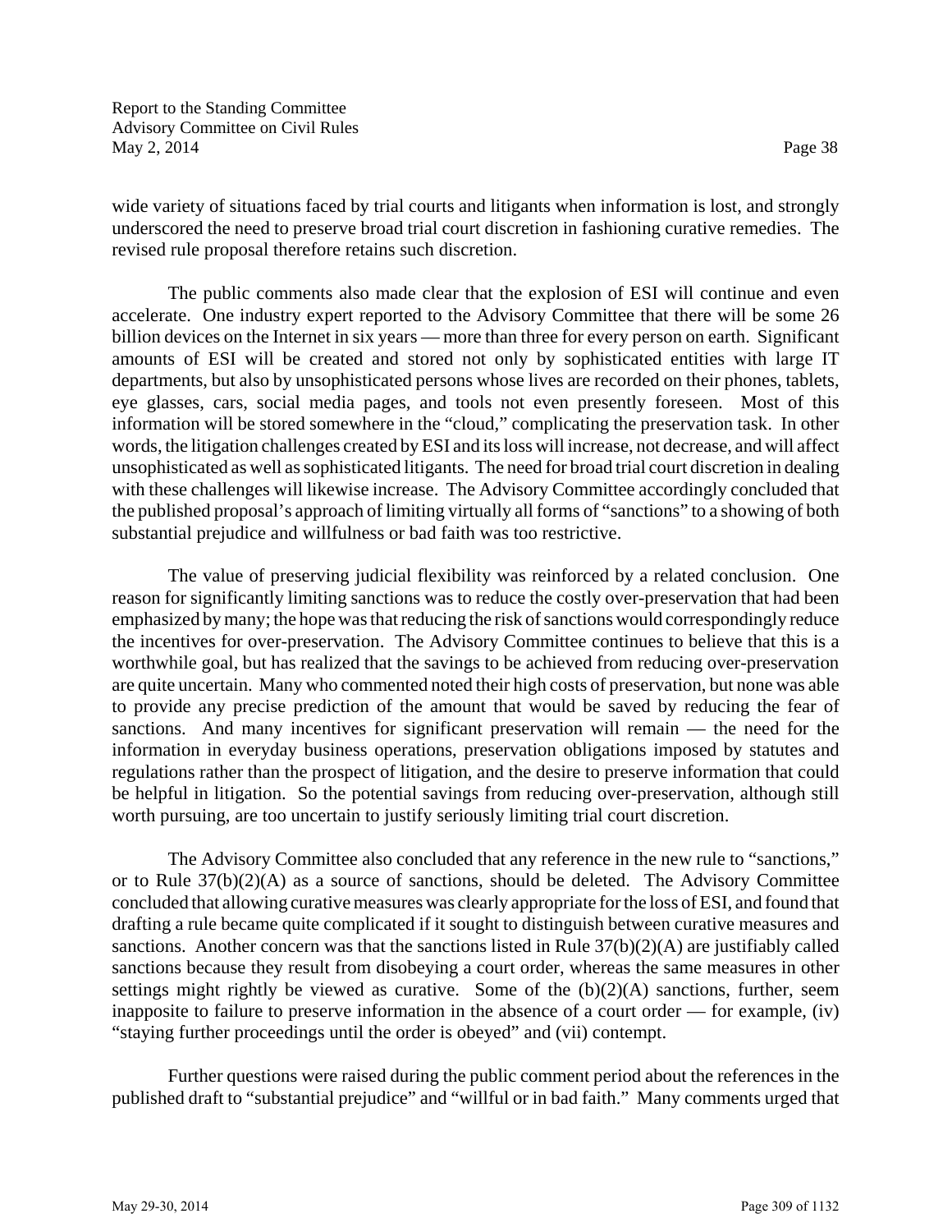wide variety of situations faced by trial courts and litigants when information is lost, and strongly underscored the need to preserve broad trial court discretion in fashioning curative remedies. The revised rule proposal therefore retains such discretion.

The public comments also made clear that the explosion of ESI will continue and even accelerate. One industry expert reported to the Advisory Committee that there will be some 26 billion devices on the Internet in six years — more than three for every person on earth. Significant amounts of ESI will be created and stored not only by sophisticated entities with large IT departments, but also by unsophisticated persons whose lives are recorded on their phones, tablets, eye glasses, cars, social media pages, and tools not even presently foreseen. Most of this information will be stored somewhere in the "cloud," complicating the preservation task. In other words, the litigation challenges created by ESI and its loss will increase, not decrease, and will affect unsophisticated as well as sophisticated litigants. The need for broad trial court discretion in dealing with these challenges will likewise increase. The Advisory Committee accordingly concluded that the published proposal's approach of limiting virtually all forms of "sanctions" to a showing of both substantial prejudice and willfulness or bad faith was too restrictive.

The value of preserving judicial flexibility was reinforced by a related conclusion. One reason for significantly limiting sanctions was to reduce the costly over-preservation that had been emphasized by many; the hope was that reducing the risk of sanctions would correspondingly reduce the incentives for over-preservation. The Advisory Committee continues to believe that this is a worthwhile goal, but has realized that the savings to be achieved from reducing over-preservation are quite uncertain. Many who commented noted their high costs of preservation, but none was able to provide any precise prediction of the amount that would be saved by reducing the fear of sanctions. And many incentives for significant preservation will remain — the need for the information in everyday business operations, preservation obligations imposed by statutes and regulations rather than the prospect of litigation, and the desire to preserve information that could be helpful in litigation. So the potential savings from reducing over-preservation, although still worth pursuing, are too uncertain to justify seriously limiting trial court discretion.

The Advisory Committee also concluded that any reference in the new rule to "sanctions," or to Rule 37(b)(2)(A) as a source of sanctions, should be deleted. The Advisory Committee concluded that allowing curative measures was clearly appropriate for the loss of ESI, and found that drafting a rule became quite complicated if it sought to distinguish between curative measures and sanctions. Another concern was that the sanctions listed in Rule 37(b)(2)(A) are justifiably called sanctions because they result from disobeying a court order, whereas the same measures in other settings might rightly be viewed as curative. Some of the (b)(2)(A) sanctions, further, seem inapposite to failure to preserve information in the absence of a court order — for example, (iv) "staying further proceedings until the order is obeyed" and (vii) contempt.

Further questions were raised during the public comment period about the references in the published draft to "substantial prejudice" and "willful or in bad faith." Many comments urged that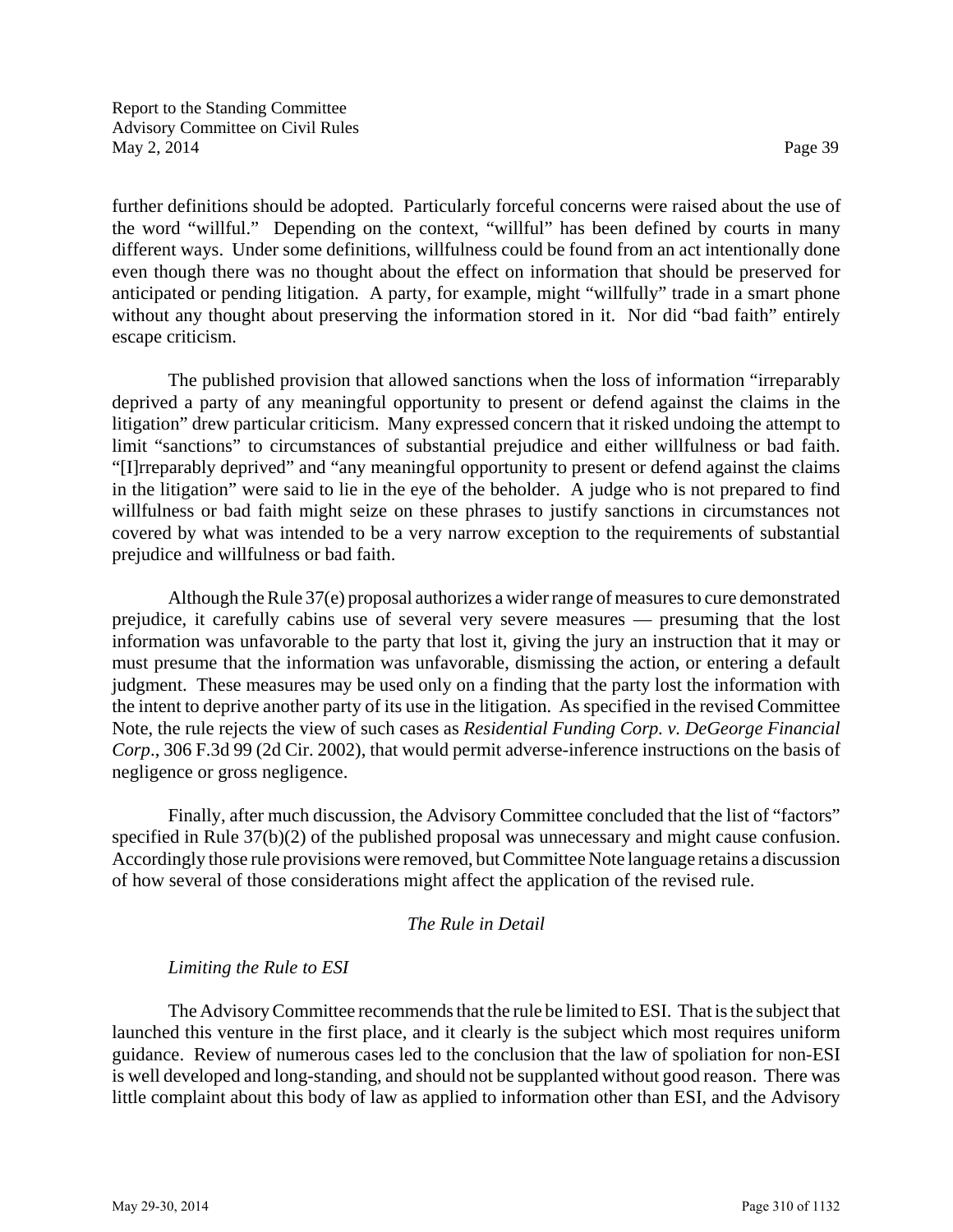further definitions should be adopted. Particularly forceful concerns were raised about the use of the word "willful." Depending on the context, "willful" has been defined by courts in many different ways. Under some definitions, willfulness could be found from an act intentionally done even though there was no thought about the effect on information that should be preserved for anticipated or pending litigation. A party, for example, might "willfully" trade in a smart phone without any thought about preserving the information stored in it. Nor did "bad faith" entirely escape criticism.

The published provision that allowed sanctions when the loss of information "irreparably deprived a party of any meaningful opportunity to present or defend against the claims in the litigation" drew particular criticism. Many expressed concern that it risked undoing the attempt to limit "sanctions" to circumstances of substantial prejudice and either willfulness or bad faith. "[I]rreparably deprived" and "any meaningful opportunity to present or defend against the claims in the litigation" were said to lie in the eye of the beholder. A judge who is not prepared to find willfulness or bad faith might seize on these phrases to justify sanctions in circumstances not covered by what was intended to be a very narrow exception to the requirements of substantial prejudice and willfulness or bad faith.

Although the Rule 37(e) proposal authorizes a wider range of measures to cure demonstrated prejudice, it carefully cabins use of several very severe measures — presuming that the lost information was unfavorable to the party that lost it, giving the jury an instruction that it may or must presume that the information was unfavorable, dismissing the action, or entering a default judgment. These measures may be used only on a finding that the party lost the information with the intent to deprive another party of its use in the litigation. As specified in the revised Committee Note, the rule rejects the view of such cases as *Residential Funding Corp. v. DeGeorge Financial Corp*., 306 F.3d 99 (2d Cir. 2002), that would permit adverse-inference instructions on the basis of negligence or gross negligence.

Finally, after much discussion, the Advisory Committee concluded that the list of "factors" specified in Rule 37(b)(2) of the published proposal was unnecessary and might cause confusion. Accordingly those rule provisions were removed, but Committee Note language retains a discussion of how several of those considerations might affect the application of the revised rule.

*The Rule in Detail*

*Limiting the Rule to ESI*

The Advisory Committee recommends that the rule be limited to ESI. That is the subject that launched this venture in the first place, and it clearly is the subject which most requires uniform guidance. Review of numerous cases led to the conclusion that the law of spoliation for non-ESI is well developed and long-standing, and should not be supplanted without good reason. There was little complaint about this body of law as applied to information other than ESI, and the Advisory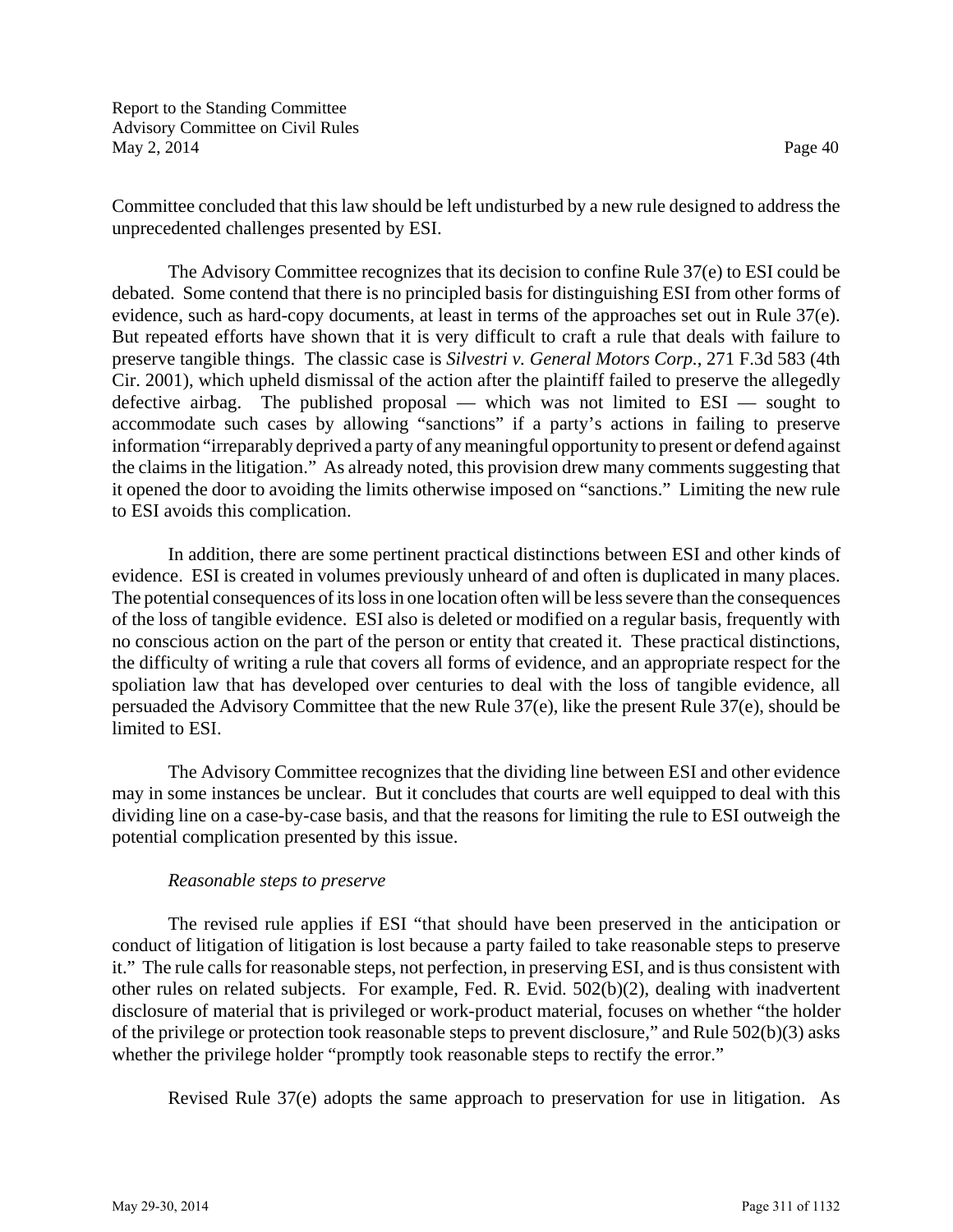Committee concluded that this law should be left undisturbed by a new rule designed to address the unprecedented challenges presented by ESI.

The Advisory Committee recognizes that its decision to confine Rule 37(e) to ESI could be debated. Some contend that there is no principled basis for distinguishing ESI from other forms of evidence, such as hard-copy documents, at least in terms of the approaches set out in Rule 37(e). But repeated efforts have shown that it is very difficult to craft a rule that deals with failure to preserve tangible things. The classic case is *Silvestri v. General Motors Corp.*, 271 F.3d 583 (4th Cir. 2001), which upheld dismissal of the action after the plaintiff failed to preserve the allegedly defective airbag. The published proposal — which was not limited to ESI — sought to accommodate such cases by allowing "sanctions" if a party's actions in failing to preserve information "irreparably deprived a party of any meaningful opportunity to present or defend against the claims in the litigation." As already noted, this provision drew many comments suggesting that it opened the door to avoiding the limits otherwise imposed on "sanctions." Limiting the new rule to ESI avoids this complication.

In addition, there are some pertinent practical distinctions between ESI and other kinds of evidence. ESI is created in volumes previously unheard of and often is duplicated in many places. The potential consequences of its loss in one location often will be less severe than the consequences of the loss of tangible evidence. ESI also is deleted or modified on a regular basis, frequently with no conscious action on the part of the person or entity that created it. These practical distinctions, the difficulty of writing a rule that covers all forms of evidence, and an appropriate respect for the spoliation law that has developed over centuries to deal with the loss of tangible evidence, all persuaded the Advisory Committee that the new Rule 37(e), like the present Rule 37(e), should be limited to ESI.

The Advisory Committee recognizes that the dividing line between ESI and other evidence may in some instances be unclear. But it concludes that courts are well equipped to deal with this dividing line on a case-by-case basis, and that the reasons for limiting the rule to ESI outweigh the potential complication presented by this issue.

*Reasonable steps to preserve*

The revised rule applies if ESI "that should have been preserved in the anticipation or conduct of litigation of litigation is lost because a party failed to take reasonable steps to preserve it." The rule calls for reasonable steps, not perfection, in preserving ESI, and is thus consistent with other rules on related subjects. For example, Fed. R. Evid. 502(b)(2), dealing with inadvertent disclosure of material that is privileged or work-product material, focuses on whether "the holder of the privilege or protection took reasonable steps to prevent disclosure," and Rule 502(b)(3) asks whether the privilege holder "promptly took reasonable steps to rectify the error."

Revised Rule 37(e) adopts the same approach to preservation for use in litigation. As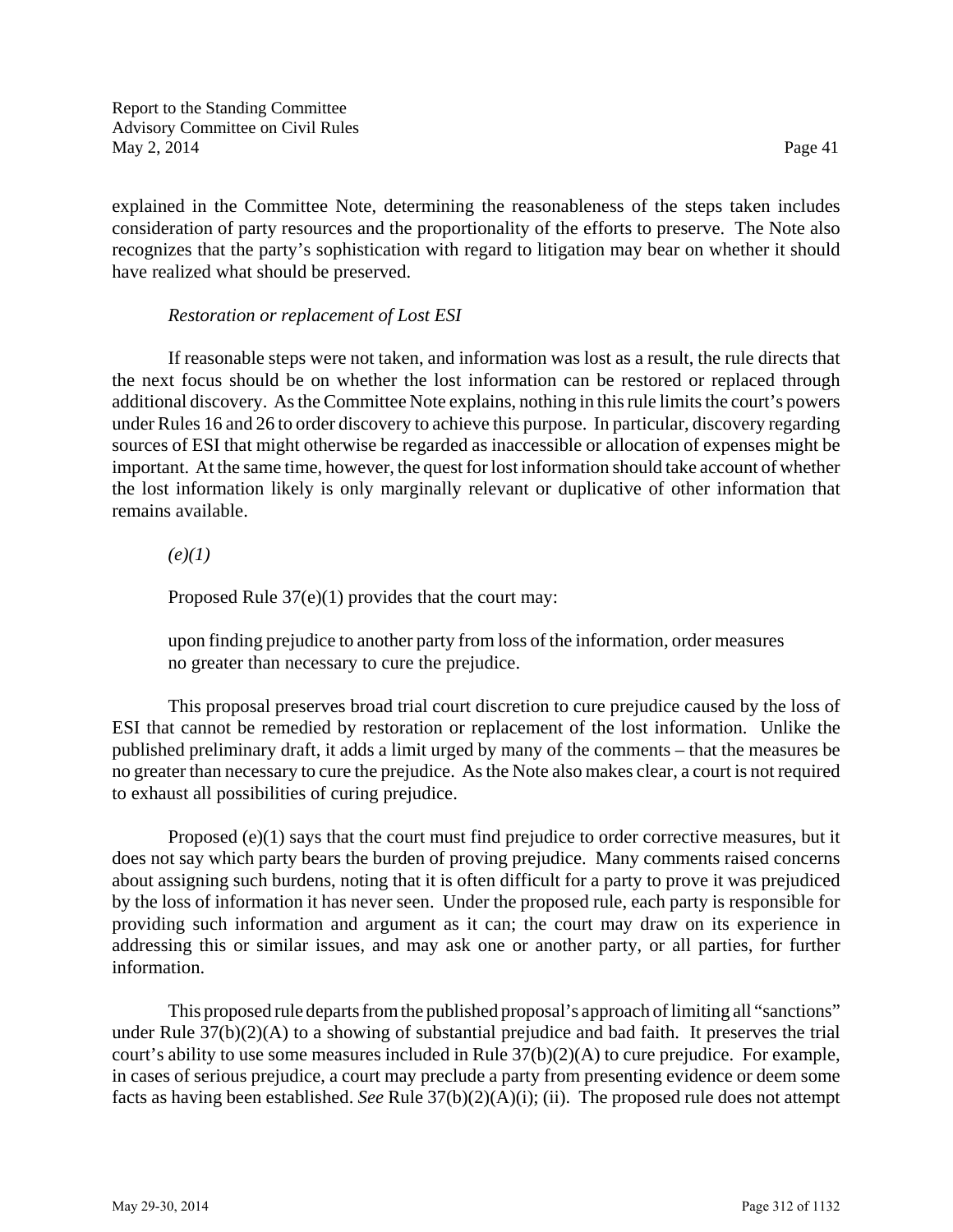explained in the Committee Note, determining the reasonableness of the steps taken includes consideration of party resources and the proportionality of the efforts to preserve. The Note also recognizes that the party's sophistication with regard to litigation may bear on whether it should have realized what should be preserved.

*Restoration or replacement of Lost ESI*

If reasonable steps were not taken, and information was lost as a result, the rule directs that the next focus should be on whether the lost information can be restored or replaced through additional discovery. As the Committee Note explains, nothing in this rule limits the court's powers under Rules 16 and 26 to order discovery to achieve this purpose. In particular, discovery regarding sources of ESI that might otherwise be regarded as inaccessible or allocation of expenses might be important. At the same time, however, the quest for lost information should take account of whether the lost information likely is only marginally relevant or duplicative of other information that remains available.

*(e)(1)*

Proposed Rule 37(e)(1) provides that the court may:

> upon finding prejudice to another party from loss of the information, order measures no greater than necessary to cure the prejudice.

This proposal preserves broad trial court discretion to cure prejudice caused by the loss of ESI that cannot be remedied by restoration or replacement of the lost information. Unlike the published preliminary draft, it adds a limit urged by many of the comments – that the measures be no greater than necessary to cure the prejudice. As the Note also makes clear, a court is not required to exhaust all possibilities of curing prejudice.

Proposed (e)(1) says that the court must find prejudice to order corrective measures, but it does not say which party bears the burden of proving prejudice. Many comments raised concerns about assigning such burdens, noting that it is often difficult for a party to prove it was prejudiced by the loss of information it has never seen. Under the proposed rule, each party is responsible for providing such information and argument as it can; the court may draw on its experience in addressing this or similar issues, and may ask one or another party, or all parties, for further information.

This proposed rule departs from the published proposal's approach of limiting all "sanctions" under Rule 37(b)(2)(A) to a showing of substantial prejudice and bad faith. It preserves the trial court's ability to use some measures included in Rule 37(b)(2)(A) to cure prejudice. For example, in cases of serious prejudice, a court may preclude a party from presenting evidence or deem some facts as having been established. *See* Rule 37(b)(2)(A)(i); (ii). The proposed rule does not attempt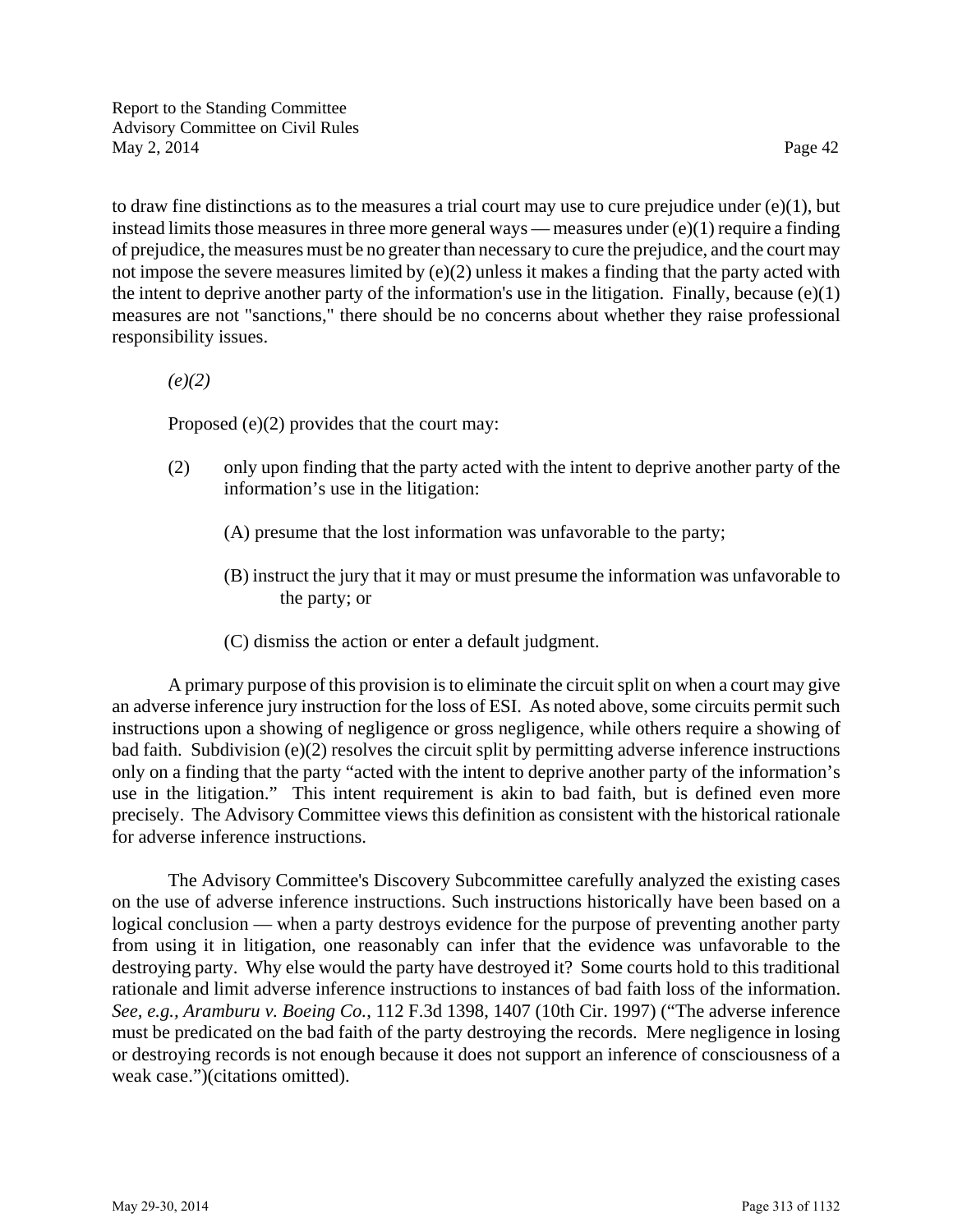to draw fine distinctions as to the measures a trial court may use to cure prejudice under (e)(1), but instead limits those measures in three more general ways — measures under (e)(1) require a finding of prejudice, the measures must be no greater than necessary to cure the prejudice, and the court may not impose the severe measures limited by (e)(2) unless it makes a finding that the party acted with the intent to deprive another party of the information's use in the litigation. Finally, because (e)(1) measures are not "sanctions," there should be no concerns about whether they raise professional responsibility issues.

*(e)(2)*

Proposed (e)(2) provides that the court may:

(2) only upon finding that the party acted with the intent to deprive another party of the information's use in the litigation:

(A) presume that the lost information was unfavorable to the party;

(B) instruct the jury that it may or must presume the information was unfavorable to the party; or

(C) dismiss the action or enter a default judgment.

A primary purpose of this provision is to eliminate the circuit split on when a court may give an adverse inference jury instruction for the loss of ESI. As noted above, some circuits permit such instructions upon a showing of negligence or gross negligence, while others require a showing of bad faith. Subdivision (e)(2) resolves the circuit split by permitting adverse inference instructions only on a finding that the party "acted with the intent to deprive another party of the information's use in the litigation." This intent requirement is akin to bad faith, but is defined even more precisely. The Advisory Committee views this definition as consistent with the historical rationale for adverse inference instructions.

The Advisory Committee's Discovery Subcommittee carefully analyzed the existing cases on the use of adverse inference instructions. Such instructions historically have been based on a logical conclusion — when a party destroys evidence for the purpose of preventing another party from using it in litigation, one reasonably can infer that the evidence was unfavorable to the destroying party. Why else would the party have destroyed it? Some courts hold to this traditional rationale and limit adverse inference instructions to instances of bad faith loss of the information. *See, e.g., Aramburu v. Boeing Co.*, 112 F.3d 1398, 1407 (10th Cir. 1997) ("The adverse inference must be predicated on the bad faith of the party destroying the records. Mere negligence in losing or destroying records is not enough because it does not support an inference of consciousness of a weak case.")(citations omitted).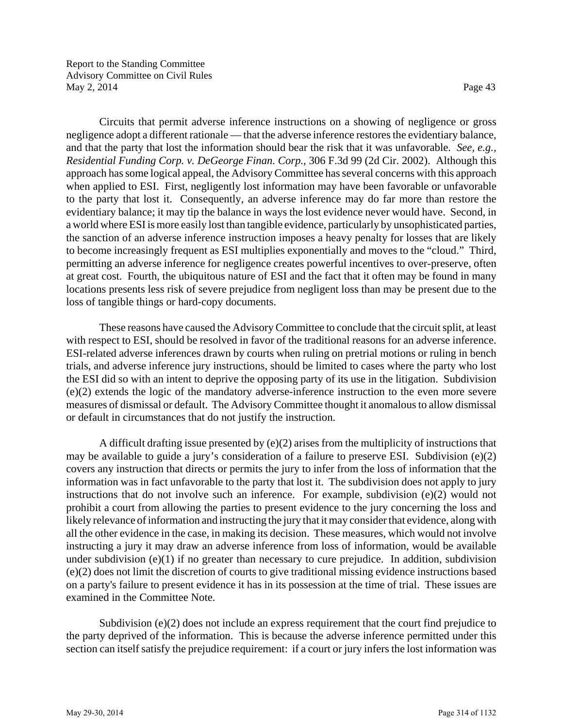Circuits that permit adverse inference instructions on a showing of negligence or gross negligence adopt a different rationale — that the adverse inference restores the evidentiary balance, and that the party that lost the information should bear the risk that it was unfavorable. *See, e.g., Residential Funding Corp. v. DeGeorge Finan. Corp.*, 306 F.3d 99 (2d Cir. 2002). Although this approach has some logical appeal, the Advisory Committee has several concerns with this approach when applied to ESI. First, negligently lost information may have been favorable or unfavorable to the party that lost it. Consequently, an adverse inference may do far more than restore the evidentiary balance; it may tip the balance in ways the lost evidence never would have. Second, in a world where ESI is more easily lost than tangible evidence, particularly by unsophisticated parties, the sanction of an adverse inference instruction imposes a heavy penalty for losses that are likely to become increasingly frequent as ESI multiplies exponentially and moves to the "cloud." Third, permitting an adverse inference for negligence creates powerful incentives to over-preserve, often at great cost. Fourth, the ubiquitous nature of ESI and the fact that it often may be found in many locations presents less risk of severe prejudice from negligent loss than may be present due to the loss of tangible things or hard-copy documents.

These reasons have caused the Advisory Committee to conclude that the circuit split, at least with respect to ESI, should be resolved in favor of the traditional reasons for an adverse inference. ESI-related adverse inferences drawn by courts when ruling on pretrial motions or ruling in bench trials, and adverse inference jury instructions, should be limited to cases where the party who lost the ESI did so with an intent to deprive the opposing party of its use in the litigation. Subdivision (e)(2) extends the logic of the mandatory adverse-inference instruction to the even more severe measures of dismissal or default. The Advisory Committee thought it anomalous to allow dismissal or default in circumstances that do not justify the instruction.

A difficult drafting issue presented by (e)(2) arises from the multiplicity of instructions that may be available to guide a jury's consideration of a failure to preserve ESI. Subdivision (e)(2) covers any instruction that directs or permits the jury to infer from the loss of information that the information was in fact unfavorable to the party that lost it. The subdivision does not apply to jury instructions that do not involve such an inference. For example, subdivision (e)(2) would not prohibit a court from allowing the parties to present evidence to the jury concerning the loss and likely relevance of information and instructing the jury that it may consider that evidence, along with all the other evidence in the case, in making its decision. These measures, which would not involve instructing a jury it may draw an adverse inference from loss of information, would be available under subdivision (e)(1) if no greater than necessary to cure prejudice. In addition, subdivision (e)(2) does not limit the discretion of courts to give traditional missing evidence instructions based on a party's failure to present evidence it has in its possession at the time of trial. These issues are examined in the Committee Note.

Subdivision (e)(2) does not include an express requirement that the court find prejudice to the party deprived of the information. This is because the adverse inference permitted under this section can itself satisfy the prejudice requirement: if a court or jury infers the lost information was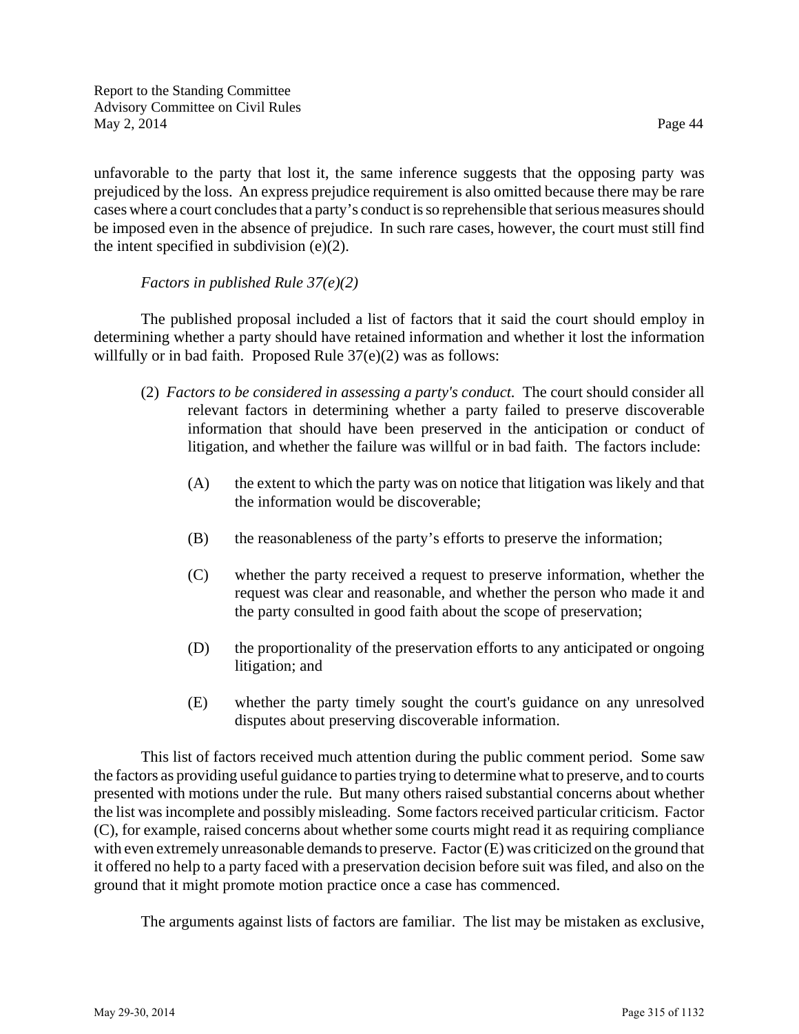unfavorable to the party that lost it, the same inference suggests that the opposing party was prejudiced by the loss. An express prejudice requirement is also omitted because there may be rare cases where a court concludes that a party's conduct is so reprehensible that serious measures should be imposed even in the absence of prejudice. In such rare cases, however, the court must still find the intent specified in subdivision (e)(2).

*Factors in published Rule 37(e)(2)*

The published proposal included a list of factors that it said the court should employ in determining whether a party should have retained information and whether it lost the information willfully or in bad faith. Proposed Rule 37(e)(2) was as follows:

> (2) *Factors to be considered in assessing a party's conduct*. The court should consider all relevant factors in determining whether a party failed to preserve discoverable information that should have been preserved in the anticipation or conduct of litigation, and whether the failure was willful or in bad faith. The factors include:
>
> (A) the extent to which the party was on notice that litigation was likely and that the information would be discoverable;
>
> (B) the reasonableness of the party's efforts to preserve the information;
>
> (C) whether the party received a request to preserve information, whether the request was clear and reasonable, and whether the person who made it and the party consulted in good faith about the scope of preservation;
>
> (D) the proportionality of the preservation efforts to any anticipated or ongoing litigation; and
>
> (E) whether the party timely sought the court's guidance on any unresolved disputes about preserving discoverable information.

This list of factors received much attention during the public comment period. Some saw the factors as providing useful guidance to parties trying to determine what to preserve, and to courts presented with motions under the rule. But many others raised substantial concerns about whether the list was incomplete and possibly misleading. Some factors received particular criticism. Factor (C), for example, raised concerns about whether some courts might read it as requiring compliance with even extremely unreasonable demands to preserve. Factor (E) was criticized on the ground that it offered no help to a party faced with a preservation decision before suit was filed, and also on the ground that it might promote motion practice once a case has commenced.

The arguments against lists of factors are familiar. The list may be mistaken as exclusive,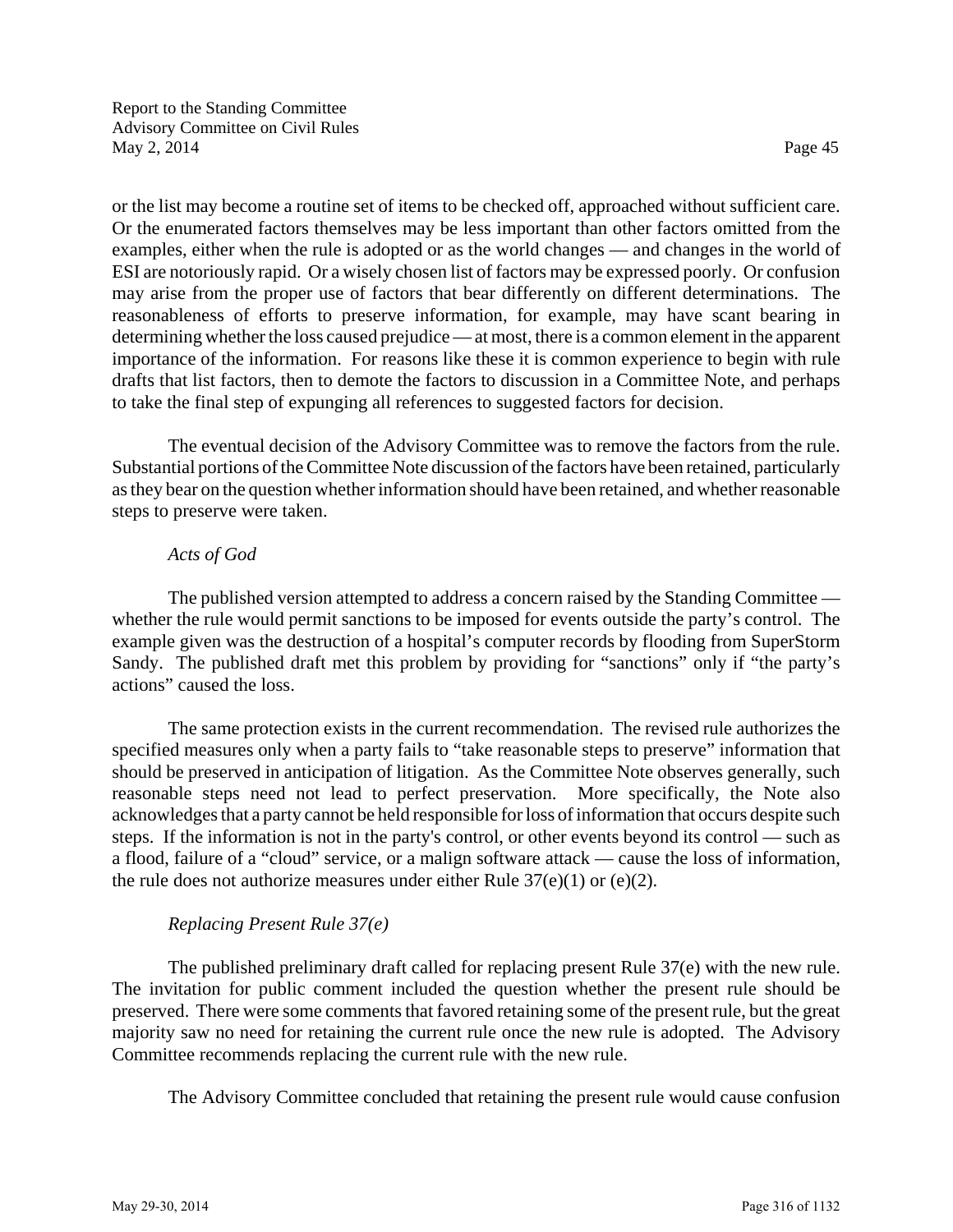or the list may become a routine set of items to be checked off, approached without sufficient care. Or the enumerated factors themselves may be less important than other factors omitted from the examples, either when the rule is adopted or as the world changes — and changes in the world of ESI are notoriously rapid. Or a wisely chosen list of factors may be expressed poorly. Or confusion may arise from the proper use of factors that bear differently on different determinations. The reasonableness of efforts to preserve information, for example, may have scant bearing in determining whether the loss caused prejudice — at most, there is a common element in the apparent importance of the information. For reasons like these it is common experience to begin with rule drafts that list factors, then to demote the factors to discussion in a Committee Note, and perhaps to take the final step of expunging all references to suggested factors for decision.

The eventual decision of the Advisory Committee was to remove the factors from the rule. Substantial portions of the Committee Note discussion of the factors have been retained, particularly as they bear on the question whether information should have been retained, and whether reasonable steps to preserve were taken.

*Acts of God*

The published version attempted to address a concern raised by the Standing Committee — whether the rule would permit sanctions to be imposed for events outside the party's control. The example given was the destruction of a hospital's computer records by flooding from SuperStorm Sandy. The published draft met this problem by providing for "sanctions" only if "the party's actions" caused the loss.

The same protection exists in the current recommendation. The revised rule authorizes the specified measures only when a party fails to "take reasonable steps to preserve" information that should be preserved in anticipation of litigation. As the Committee Note observes generally, such reasonable steps need not lead to perfect preservation. More specifically, the Note also acknowledges that a party cannot be held responsible for loss of information that occurs despite such steps. If the information is not in the party's control, or other events beyond its control — such as a flood, failure of a "cloud" service, or a malign software attack — cause the loss of information, the rule does not authorize measures under either Rule 37(e)(1) or (e)(2).

*Replacing Present Rule 37(e)*

The published preliminary draft called for replacing present Rule 37(e) with the new rule. The invitation for public comment included the question whether the present rule should be preserved. There were some comments that favored retaining some of the present rule, but the great majority saw no need for retaining the current rule once the new rule is adopted. The Advisory Committee recommends replacing the current rule with the new rule.

The Advisory Committee concluded that retaining the present rule would cause confusion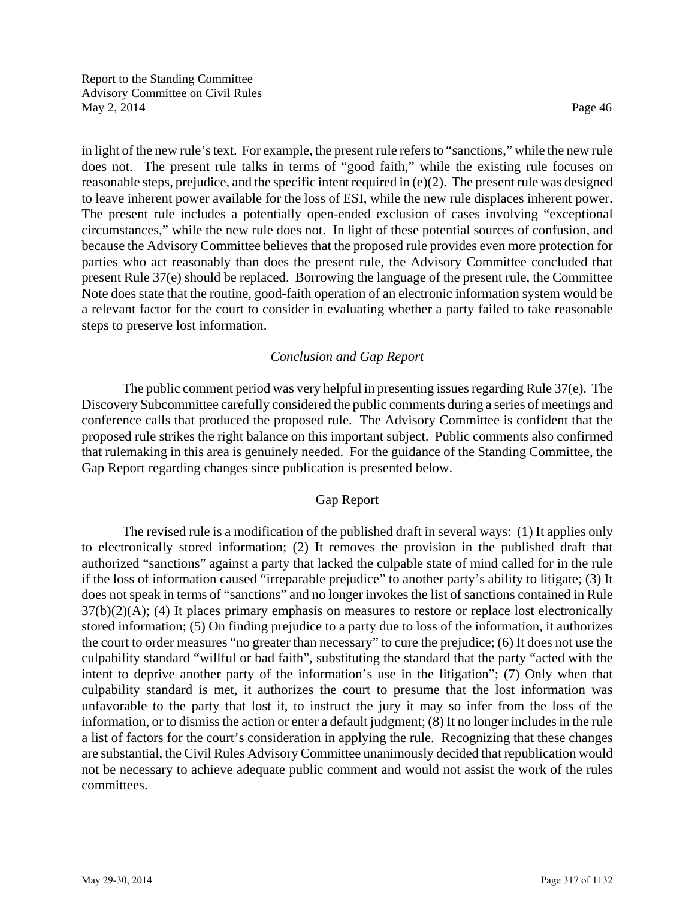in light of the new rule's text. For example, the present rule refers to "sanctions," while the new rule does not. The present rule talks in terms of "good faith," while the existing rule focuses on reasonable steps, prejudice, and the specific intent required in (e)(2). The present rule was designed to leave inherent power available for the loss of ESI, while the new rule displaces inherent power. The present rule includes a potentially open-ended exclusion of cases involving "exceptional circumstances," while the new rule does not. In light of these potential sources of confusion, and because the Advisory Committee believes that the proposed rule provides even more protection for parties who act reasonably than does the present rule, the Advisory Committee concluded that present Rule 37(e) should be replaced. Borrowing the language of the present rule, the Committee Note does state that the routine, good-faith operation of an electronic information system would be a relevant factor for the court to consider in evaluating whether a party failed to take reasonable steps to preserve lost information.

### *Conclusion and Gap Report*

The public comment period was very helpful in presenting issues regarding Rule 37(e). The Discovery Subcommittee carefully considered the public comments during a series of meetings and conference calls that produced the proposed rule. The Advisory Committee is confident that the proposed rule strikes the right balance on this important subject. Public comments also confirmed that rulemaking in this area is genuinely needed. For the guidance of the Standing Committee, the Gap Report regarding changes since publication is presented below.

### Gap Report

The revised rule is a modification of the published draft in several ways: (1) It applies only to electronically stored information; (2) It removes the provision in the published draft that authorized "sanctions" against a party that lacked the culpable state of mind called for in the rule if the loss of information caused "irreparable prejudice" to another party's ability to litigate; (3) It does not speak in terms of "sanctions" and no longer invokes the list of sanctions contained in Rule 37(b)(2)(A); (4) It places primary emphasis on measures to restore or replace lost electronically stored information; (5) On finding prejudice to a party due to loss of the information, it authorizes the court to order measures "no greater than necessary" to cure the prejudice; (6) It does not use the culpability standard "willful or bad faith", substituting the standard that the party "acted with the intent to deprive another party of the information's use in the litigation"; (7) Only when that culpability standard is met, it authorizes the court to presume that the lost information was unfavorable to the party that lost it, to instruct the jury it may so infer from the loss of the information, or to dismiss the action or enter a default judgment; (8) It no longer includes in the rule a list of factors for the court's consideration in applying the rule. Recognizing that these changes are substantial, the Civil Rules Advisory Committee unanimously decided that republication would not be necessary to achieve adequate public comment and would not assist the work of the rules committees.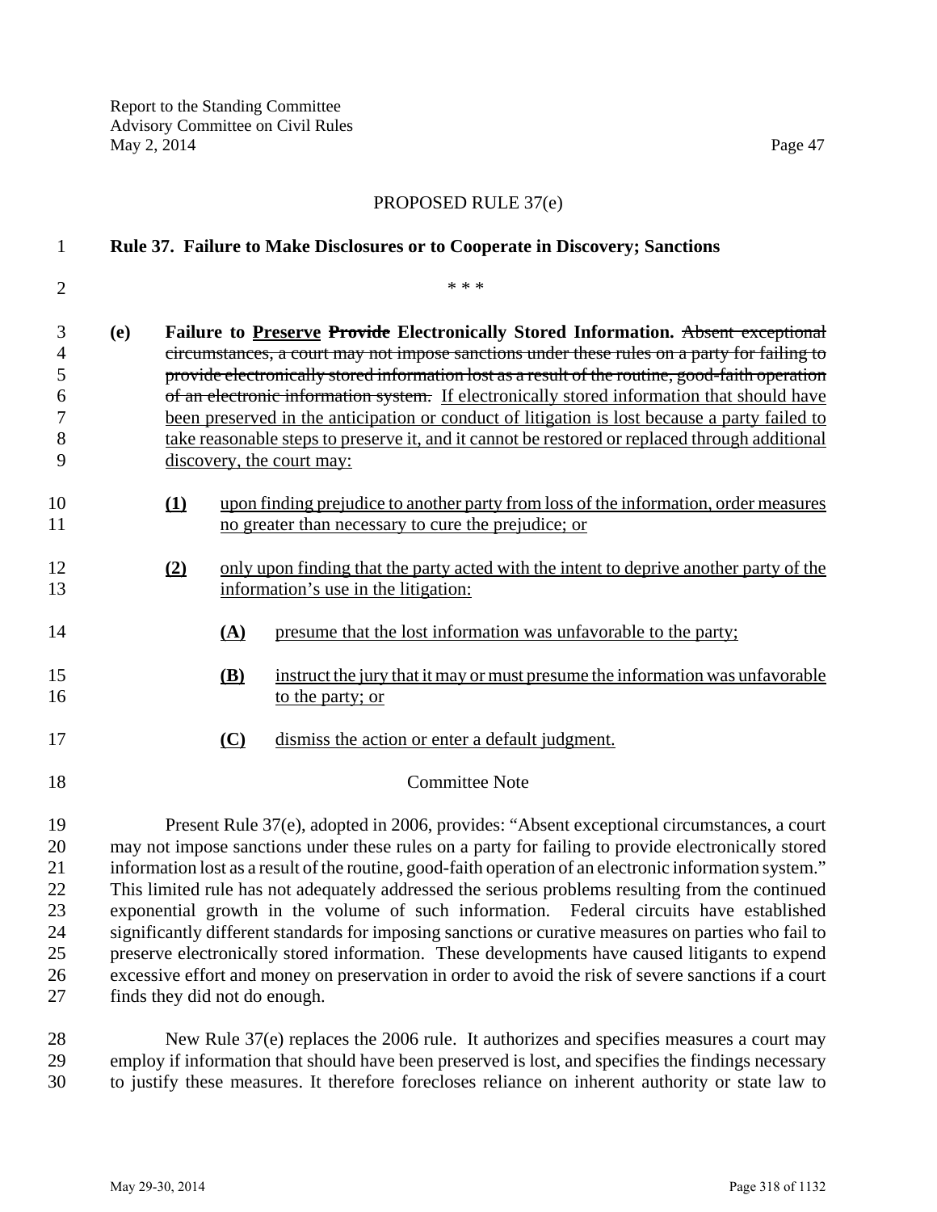PROPOSED RULE 37(e)

**Rule 37. Failure to Make Disclosures or to Cooperate in Discovery; Sanctions**

\* \* \*

**(e) Failure to <u>Preserve</u> ~~Provide~~ Electronically Stored Information.** ~~Absent exceptional circumstances, a court may not impose sanctions under these rules on a party for failing to provide electronically stored information lost as a result of the routine, good-faith operation of an electronic information system.~~ <u>If electronically stored information that should have been preserved in the anticipation or conduct of litigation is lost because a party failed to take reasonable steps to preserve it, and it cannot be restored or replaced through additional discovery, the court may:</u>

- **<u>(1)</u>** <u>upon finding prejudice to another party from loss of the information, order measures no greater than necessary to cure the prejudice; or</u>

- **<u>(2)</u>** <u>only upon finding that the party acted with the intent to deprive another party of the information's use in the litigation:</u>

  - **<u>(A)</u>** <u>presume that the lost information was unfavorable to the party;</u>

  - **<u>(B)</u>** <u>instruct the jury that it may or must presume the information was unfavorable to the party; or</u>

  - **<u>(C)</u>** <u>dismiss the action or enter a default judgment.</u>

Committee Note

Present Rule 37(e), adopted in 2006, provides: "Absent exceptional circumstances, a court may not impose sanctions under these rules on a party for failing to provide electronically stored information lost as a result of the routine, good-faith operation of an electronic information system." This limited rule has not adequately addressed the serious problems resulting from the continued exponential growth in the volume of such information. Federal circuits have established significantly different standards for imposing sanctions or curative measures on parties who fail to preserve electronically stored information. These developments have caused litigants to expend excessive effort and money on preservation in order to avoid the risk of severe sanctions if a court finds they did not do enough.

New Rule 37(e) replaces the 2006 rule. It authorizes and specifies measures a court may employ if information that should have been preserved is lost, and specifies the findings necessary to justify these measures. It therefore forecloses reliance on inherent authority or state law to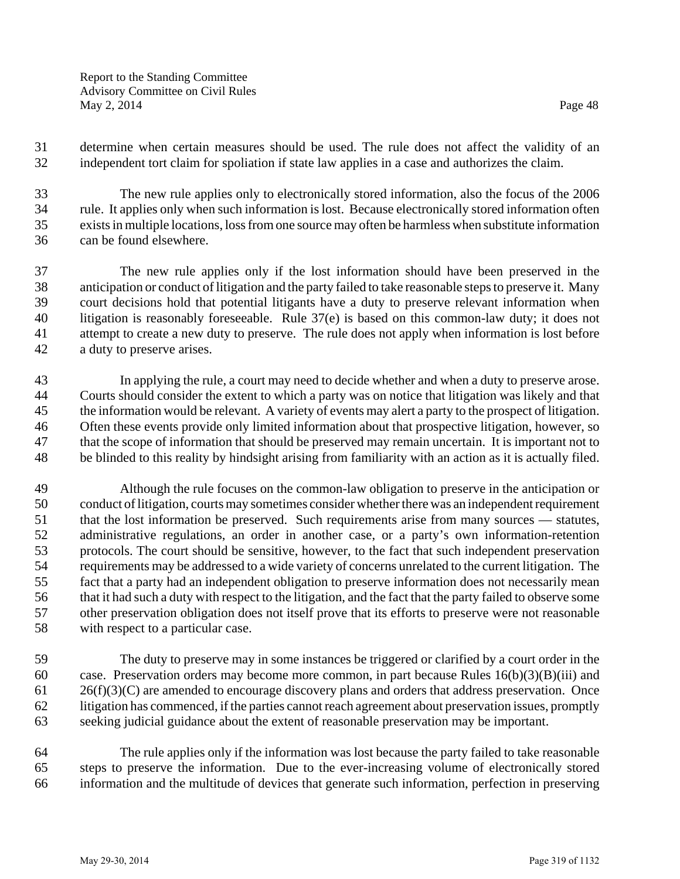determine when certain measures should be used. The rule does not affect the validity of an independent tort claim for spoliation if state law applies in a case and authorizes the claim.

The new rule applies only to electronically stored information, also the focus of the 2006 rule. It applies only when such information is lost. Because electronically stored information often exists in multiple locations, loss from one source may often be harmless when substitute information can be found elsewhere.

The new rule applies only if the lost information should have been preserved in the anticipation or conduct of litigation and the party failed to take reasonable steps to preserve it. Many court decisions hold that potential litigants have a duty to preserve relevant information when litigation is reasonably foreseeable. Rule 37(e) is based on this common-law duty; it does not attempt to create a new duty to preserve. The rule does not apply when information is lost before a duty to preserve arises.

In applying the rule, a court may need to decide whether and when a duty to preserve arose. Courts should consider the extent to which a party was on notice that litigation was likely and that the information would be relevant. A variety of events may alert a party to the prospect of litigation. Often these events provide only limited information about that prospective litigation, however, so that the scope of information that should be preserved may remain uncertain. It is important not to be blinded to this reality by hindsight arising from familiarity with an action as it is actually filed.

Although the rule focuses on the common-law obligation to preserve in the anticipation or conduct of litigation, courts may sometimes consider whether there was an independent requirement that the lost information be preserved. Such requirements arise from many sources — statutes, administrative regulations, an order in another case, or a party's own information-retention protocols. The court should be sensitive, however, to the fact that such independent preservation requirements may be addressed to a wide variety of concerns unrelated to the current litigation. The fact that a party had an independent obligation to preserve information does not necessarily mean that it had such a duty with respect to the litigation, and the fact that the party failed to observe some other preservation obligation does not itself prove that its efforts to preserve were not reasonable with respect to a particular case.

The duty to preserve may in some instances be triggered or clarified by a court order in the case. Preservation orders may become more common, in part because Rules 16(b)(3)(B)(iii) and 26(f)(3)(C) are amended to encourage discovery plans and orders that address preservation. Once litigation has commenced, if the parties cannot reach agreement about preservation issues, promptly seeking judicial guidance about the extent of reasonable preservation may be important.

The rule applies only if the information was lost because the party failed to take reasonable steps to preserve the information. Due to the ever-increasing volume of electronically stored information and the multitude of devices that generate such information, perfection in preserving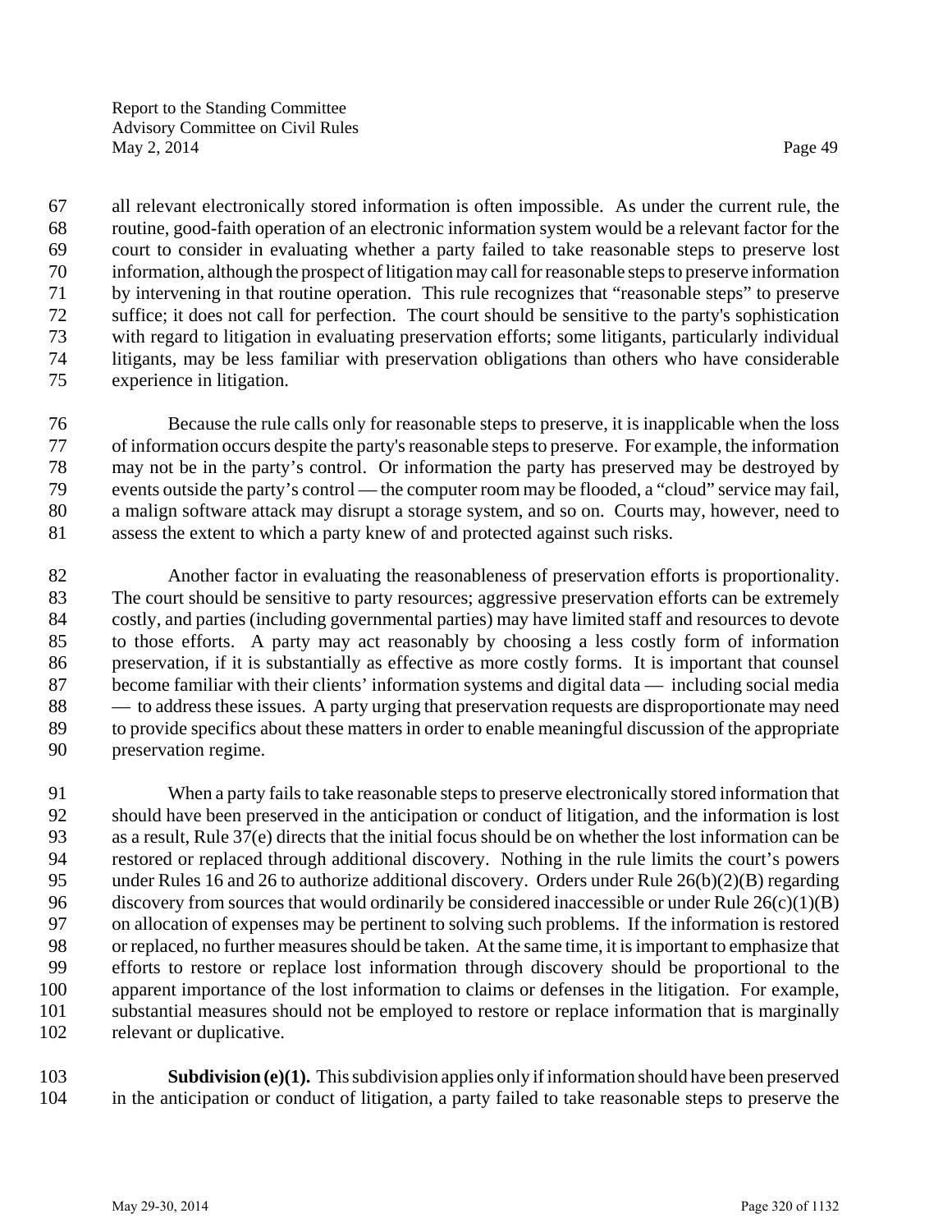all relevant electronically stored information is often impossible. As under the current rule, the routine, good-faith operation of an electronic information system would be a relevant factor for the court to consider in evaluating whether a party failed to take reasonable steps to preserve lost information, although the prospect of litigation may call for reasonable steps to preserve information by intervening in that routine operation. This rule recognizes that "reasonable steps" to preserve suffice; it does not call for perfection. The court should be sensitive to the party's sophistication with regard to litigation in evaluating preservation efforts; some litigants, particularly individual litigants, may be less familiar with preservation obligations than others who have considerable experience in litigation.

Because the rule calls only for reasonable steps to preserve, it is inapplicable when the loss of information occurs despite the party's reasonable steps to preserve. For example, the information may not be in the party's control. Or information the party has preserved may be destroyed by events outside the party's control — the computer room may be flooded, a "cloud" service may fail, a malign software attack may disrupt a storage system, and so on. Courts may, however, need to assess the extent to which a party knew of and protected against such risks.

Another factor in evaluating the reasonableness of preservation efforts is proportionality. The court should be sensitive to party resources; aggressive preservation efforts can be extremely costly, and parties (including governmental parties) may have limited staff and resources to devote to those efforts. A party may act reasonably by choosing a less costly form of information preservation, if it is substantially as effective as more costly forms. It is important that counsel become familiar with their clients' information systems and digital data — including social media — to address these issues. A party urging that preservation requests are disproportionate may need to provide specifics about these matters in order to enable meaningful discussion of the appropriate preservation regime.

When a party fails to take reasonable steps to preserve electronically stored information that should have been preserved in the anticipation or conduct of litigation, and the information is lost as a result, Rule 37(e) directs that the initial focus should be on whether the lost information can be restored or replaced through additional discovery. Nothing in the rule limits the court's powers under Rules 16 and 26 to authorize additional discovery. Orders under Rule 26(b)(2)(B) regarding discovery from sources that would ordinarily be considered inaccessible or under Rule 26(c)(1)(B) on allocation of expenses may be pertinent to solving such problems. If the information is restored or replaced, no further measures should be taken. At the same time, it is important to emphasize that efforts to restore or replace lost information through discovery should be proportional to the apparent importance of the lost information to claims or defenses in the litigation. For example, substantial measures should not be employed to restore or replace information that is marginally relevant or duplicative.

**Subdivision (e)(1).** This subdivision applies only if information should have been preserved in the anticipation or conduct of litigation, a party failed to take reasonable steps to preserve the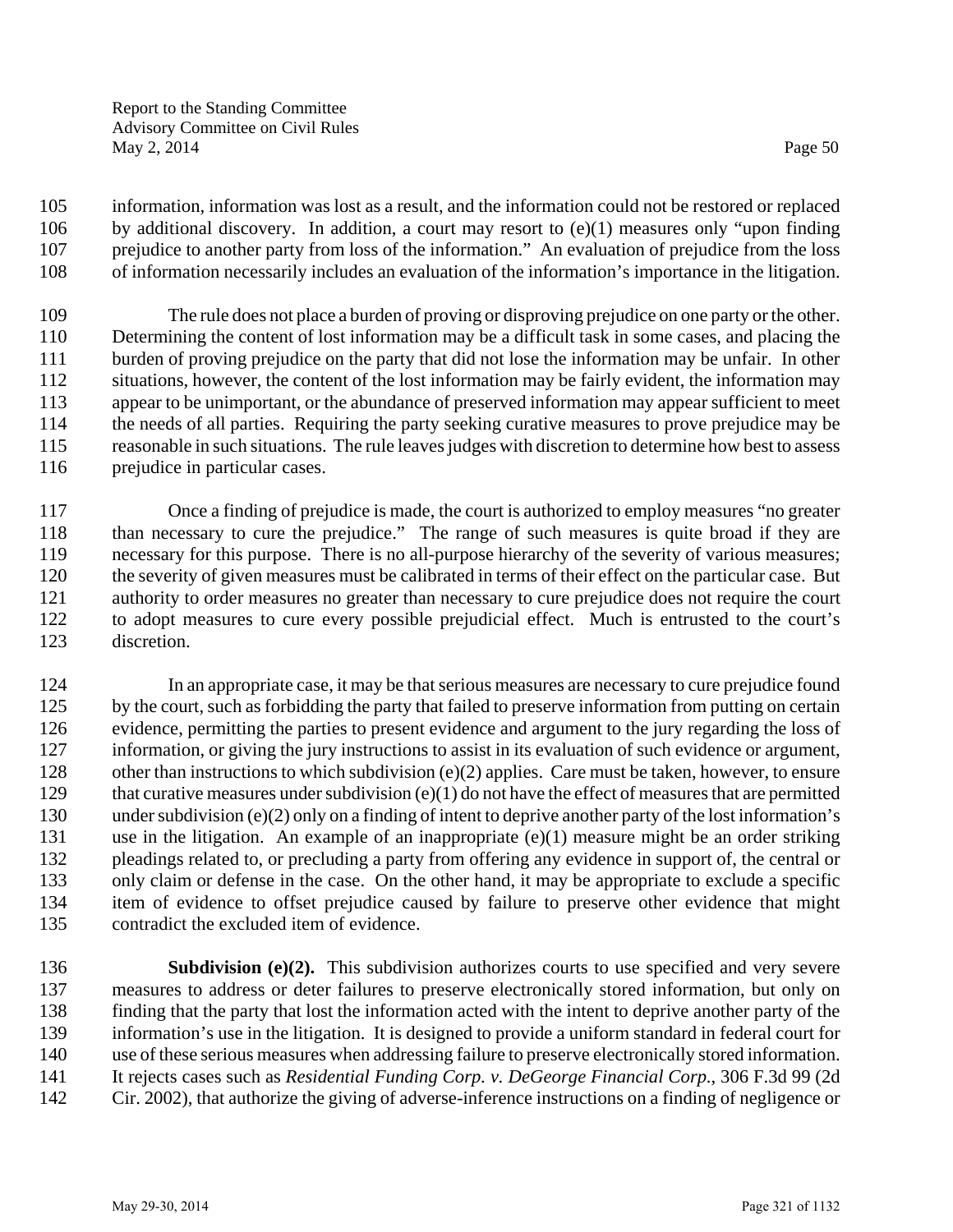information, information was lost as a result, and the information could not be restored or replaced by additional discovery. In addition, a court may resort to (e)(1) measures only "upon finding prejudice to another party from loss of the information." An evaluation of prejudice from the loss of information necessarily includes an evaluation of the information's importance in the litigation.

The rule does not place a burden of proving or disproving prejudice on one party or the other. Determining the content of lost information may be a difficult task in some cases, and placing the burden of proving prejudice on the party that did not lose the information may be unfair. In other situations, however, the content of the lost information may be fairly evident, the information may appear to be unimportant, or the abundance of preserved information may appear sufficient to meet the needs of all parties. Requiring the party seeking curative measures to prove prejudice may be reasonable in such situations. The rule leaves judges with discretion to determine how best to assess prejudice in particular cases.

Once a finding of prejudice is made, the court is authorized to employ measures "no greater than necessary to cure the prejudice." The range of such measures is quite broad if they are necessary for this purpose. There is no all-purpose hierarchy of the severity of various measures; the severity of given measures must be calibrated in terms of their effect on the particular case. But authority to order measures no greater than necessary to cure prejudice does not require the court to adopt measures to cure every possible prejudicial effect. Much is entrusted to the court's discretion.

In an appropriate case, it may be that serious measures are necessary to cure prejudice found by the court, such as forbidding the party that failed to preserve information from putting on certain evidence, permitting the parties to present evidence and argument to the jury regarding the loss of information, or giving the jury instructions to assist in its evaluation of such evidence or argument, other than instructions to which subdivision (e)(2) applies. Care must be taken, however, to ensure that curative measures under subdivision (e)(1) do not have the effect of measures that are permitted under subdivision (e)(2) only on a finding of intent to deprive another party of the lost information's use in the litigation. An example of an inappropriate (e)(1) measure might be an order striking pleadings related to, or precluding a party from offering any evidence in support of, the central or only claim or defense in the case. On the other hand, it may be appropriate to exclude a specific item of evidence to offset prejudice caused by failure to preserve other evidence that might contradict the excluded item of evidence.

**Subdivision (e)(2).** This subdivision authorizes courts to use specified and very severe measures to address or deter failures to preserve electronically stored information, but only on finding that the party that lost the information acted with the intent to deprive another party of the information's use in the litigation. It is designed to provide a uniform standard in federal court for use of these serious measures when addressing failure to preserve electronically stored information. It rejects cases such as *Residential Funding Corp. v. DeGeorge Financial Corp.*, 306 F.3d 99 (2d Cir. 2002), that authorize the giving of adverse-inference instructions on a finding of negligence or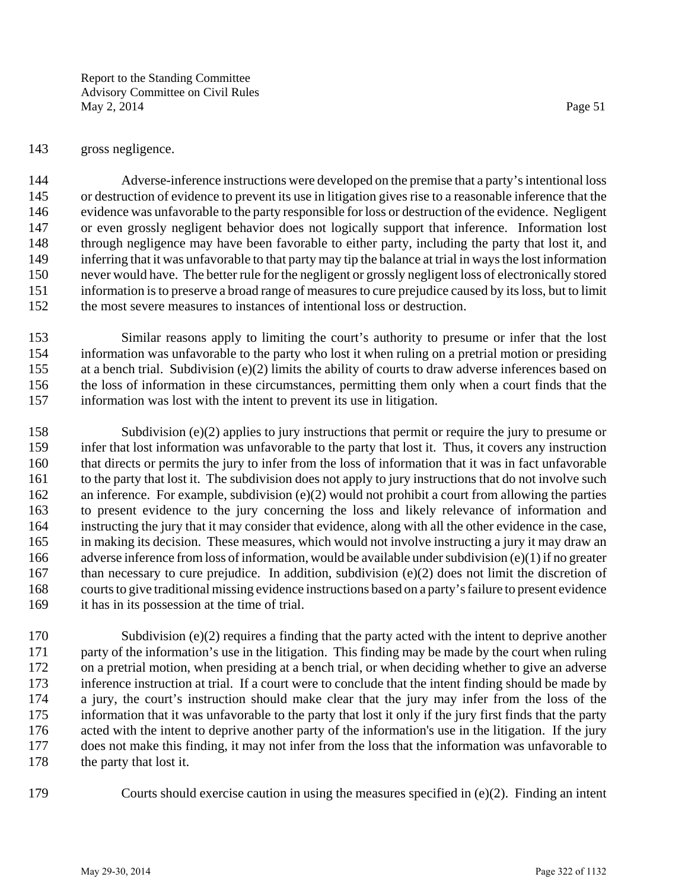gross negligence.

Adverse-inference instructions were developed on the premise that a party's intentional loss or destruction of evidence to prevent its use in litigation gives rise to a reasonable inference that the evidence was unfavorable to the party responsible for loss or destruction of the evidence. Negligent or even grossly negligent behavior does not logically support that inference. Information lost through negligence may have been favorable to either party, including the party that lost it, and inferring that it was unfavorable to that party may tip the balance at trial in ways the lost information never would have. The better rule for the negligent or grossly negligent loss of electronically stored information is to preserve a broad range of measures to cure prejudice caused by its loss, but to limit the most severe measures to instances of intentional loss or destruction.

Similar reasons apply to limiting the court's authority to presume or infer that the lost information was unfavorable to the party who lost it when ruling on a pretrial motion or presiding at a bench trial. Subdivision (e)(2) limits the ability of courts to draw adverse inferences based on the loss of information in these circumstances, permitting them only when a court finds that the information was lost with the intent to prevent its use in litigation.

Subdivision (e)(2) applies to jury instructions that permit or require the jury to presume or infer that lost information was unfavorable to the party that lost it. Thus, it covers any instruction that directs or permits the jury to infer from the loss of information that it was in fact unfavorable to the party that lost it. The subdivision does not apply to jury instructions that do not involve such an inference. For example, subdivision (e)(2) would not prohibit a court from allowing the parties to present evidence to the jury concerning the loss and likely relevance of information and instructing the jury that it may consider that evidence, along with all the other evidence in the case, in making its decision. These measures, which would not involve instructing a jury it may draw an adverse inference from loss of information, would be available under subdivision (e)(1) if no greater than necessary to cure prejudice. In addition, subdivision (e)(2) does not limit the discretion of courts to give traditional missing evidence instructions based on a party's failure to present evidence it has in its possession at the time of trial.

Subdivision (e)(2) requires a finding that the party acted with the intent to deprive another party of the information's use in the litigation. This finding may be made by the court when ruling on a pretrial motion, when presiding at a bench trial, or when deciding whether to give an adverse inference instruction at trial. If a court were to conclude that the intent finding should be made by a jury, the court's instruction should make clear that the jury may infer from the loss of the information that it was unfavorable to the party that lost it only if the jury first finds that the party acted with the intent to deprive another party of the information's use in the litigation. If the jury does not make this finding, it may not infer from the loss that the information was unfavorable to the party that lost it.

Courts should exercise caution in using the measures specified in (e)(2). Finding an intent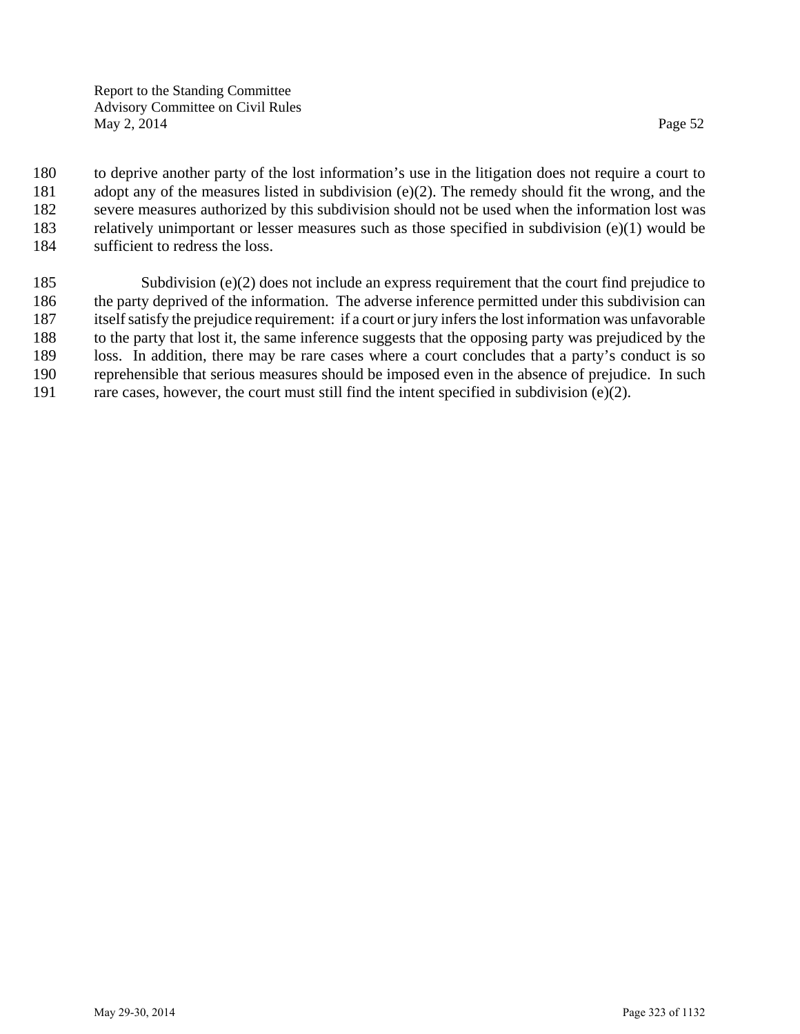to deprive another party of the lost information's use in the litigation does not require a court to adopt any of the measures listed in subdivision (e)(2). The remedy should fit the wrong, and the severe measures authorized by this subdivision should not be used when the information lost was relatively unimportant or lesser measures such as those specified in subdivision (e)(1) would be sufficient to redress the loss.

Subdivision (e)(2) does not include an express requirement that the court find prejudice to the party deprived of the information. The adverse inference permitted under this subdivision can itself satisfy the prejudice requirement: if a court or jury infers the lost information was unfavorable to the party that lost it, the same inference suggests that the opposing party was prejudiced by the loss. In addition, there may be rare cases where a court concludes that a party's conduct is so reprehensible that serious measures should be imposed even in the absence of prejudice. In such rare cases, however, the court must still find the intent specified in subdivision (e)(2).